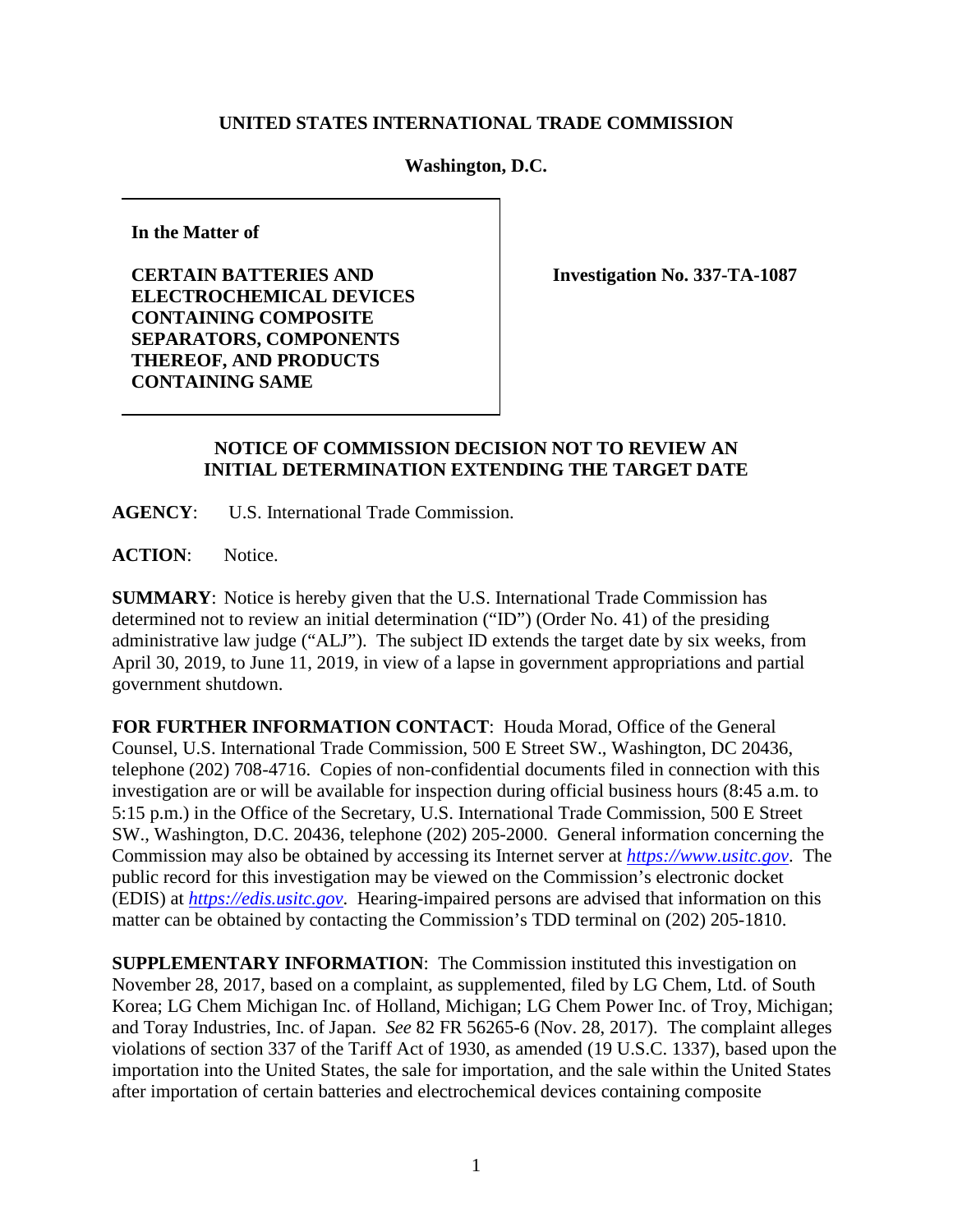**UNITED STATES INTERNATIONAL TRADE COMMISSION**

**Washington, D.C.**

| In the Matter of<br><br>**CERTAIN BATTERIES AND ELECTROCHEMICAL DEVICES CONTAINING COMPOSITE SEPARATORS, COMPONENTS THEREOF, AND PRODUCTS CONTAINING SAME** | **Investigation No. 337-TA-1087** |
|---|---|

**NOTICE OF COMMISSION DECISION NOT TO REVIEW AN INITIAL DETERMINATION EXTENDING THE TARGET DATE**

**AGENCY**: U.S. International Trade Commission.

**ACTION**: Notice.

**SUMMARY**: Notice is hereby given that the U.S. International Trade Commission has determined not to review an initial determination ("ID") (Order No. 41) of the presiding administrative law judge ("ALJ"). The subject ID extends the target date by six weeks, from April 30, 2019, to June 11, 2019, in view of a lapse in government appropriations and partial government shutdown.

**FOR FURTHER INFORMATION CONTACT**: Houda Morad, Office of the General Counsel, U.S. International Trade Commission, 500 E Street SW., Washington, DC 20436, telephone (202) 708-4716. Copies of non-confidential documents filed in connection with this investigation are or will be available for inspection during official business hours (8:45 a.m. to 5:15 p.m.) in the Office of the Secretary, U.S. International Trade Commission, 500 E Street SW., Washington, D.C. 20436, telephone (202) 205-2000. General information concerning the Commission may also be obtained by accessing its Internet server at *https://www.usitc.gov*. The public record for this investigation may be viewed on the Commission's electronic docket (EDIS) at *https://edis.usitc.gov*. Hearing-impaired persons are advised that information on this matter can be obtained by contacting the Commission's TDD terminal on (202) 205-1810.

**SUPPLEMENTARY INFORMATION**: The Commission instituted this investigation on November 28, 2017, based on a complaint, as supplemented, filed by LG Chem, Ltd. of South Korea; LG Chem Michigan Inc. of Holland, Michigan; LG Chem Power Inc. of Troy, Michigan; and Toray Industries, Inc. of Japan. *See* 82 FR 56265-6 (Nov. 28, 2017). The complaint alleges violations of section 337 of the Tariff Act of 1930, as amended (19 U.S.C. 1337), based upon the importation into the United States, the sale for importation, and the sale within the United States after importation of certain batteries and electrochemical devices containing composite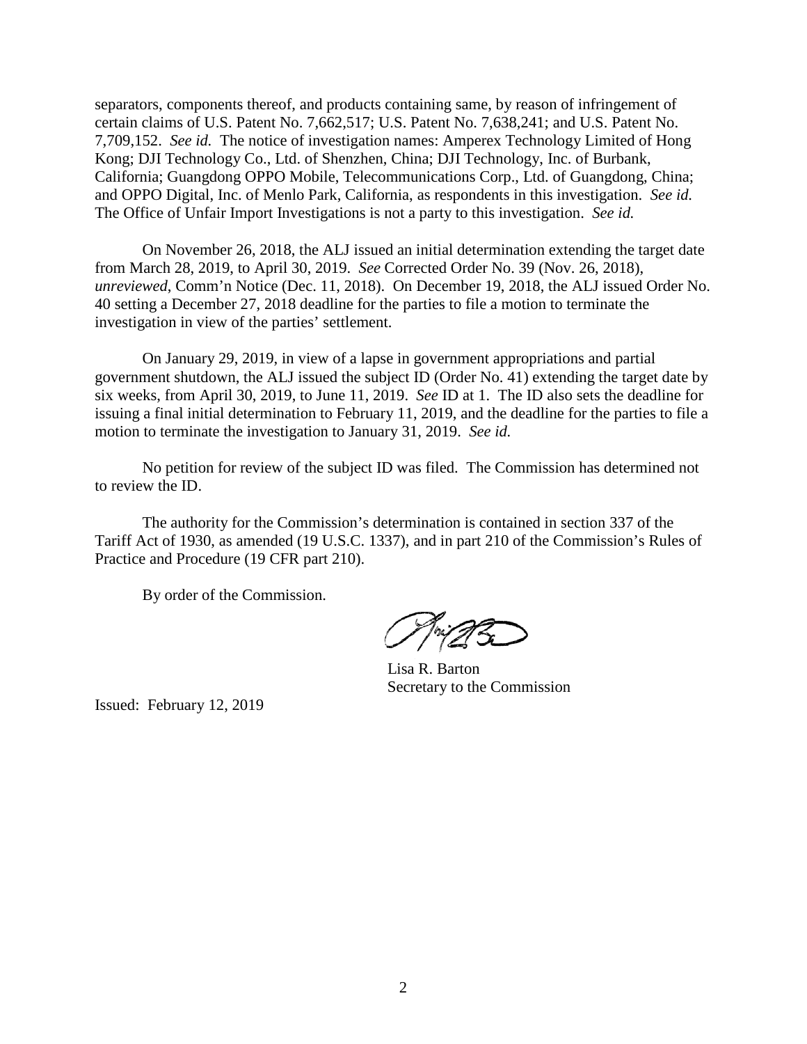separators, components thereof, and products containing same, by reason of infringement of certain claims of U.S. Patent No. 7,662,517; U.S. Patent No. 7,638,241; and U.S. Patent No. 7,709,152. *See id.* The notice of investigation names: Amperex Technology Limited of Hong Kong; DJI Technology Co., Ltd. of Shenzhen, China; DJI Technology, Inc. of Burbank, California; Guangdong OPPO Mobile, Telecommunications Corp., Ltd. of Guangdong, China; and OPPO Digital, Inc. of Menlo Park, California, as respondents in this investigation. *See id.* The Office of Unfair Import Investigations is not a party to this investigation. *See id.*

On November 26, 2018, the ALJ issued an initial determination extending the target date from March 28, 2019, to April 30, 2019. *See* Corrected Order No. 39 (Nov. 26, 2018), *unreviewed*, Comm'n Notice (Dec. 11, 2018). On December 19, 2018, the ALJ issued Order No. 40 setting a December 27, 2018 deadline for the parties to file a motion to terminate the investigation in view of the parties' settlement.

On January 29, 2019, in view of a lapse in government appropriations and partial government shutdown, the ALJ issued the subject ID (Order No. 41) extending the target date by six weeks, from April 30, 2019, to June 11, 2019. *See* ID at 1. The ID also sets the deadline for issuing a final initial determination to February 11, 2019, and the deadline for the parties to file a motion to terminate the investigation to January 31, 2019. *See id.*

No petition for review of the subject ID was filed. The Commission has determined not to review the ID.

The authority for the Commission's determination is contained in section 337 of the Tariff Act of 1930, as amended (19 U.S.C. 1337), and in part 210 of the Commission's Rules of Practice and Procedure (19 CFR part 210).

By order of the Commission.

Lisa R. Barton
Secretary to the Commission

Issued: February 12, 2019